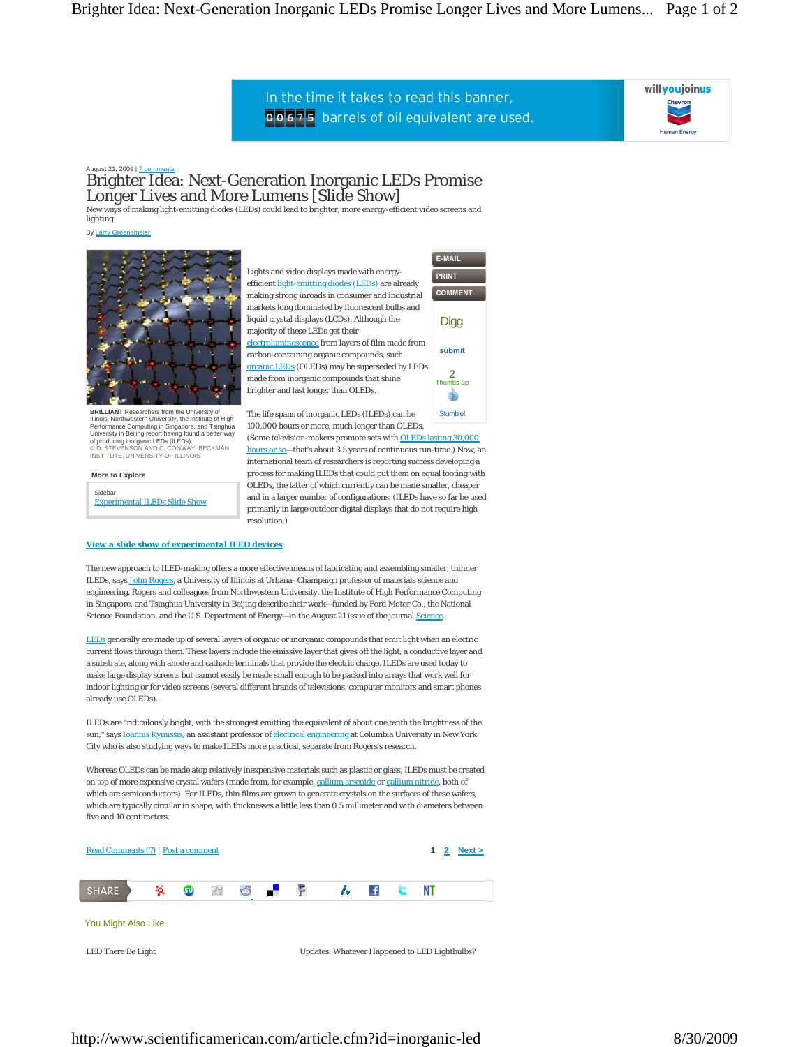August 21, 2009 | 7 comments

# Brighter Idea: Next-Generation Inorganic LEDs Promise Longer Lives and More Lumens [Slide Show]

New ways of making light-emitting diodes (LEDs) could lead to brighter, more energy-efficient video screens and lighting

By Larry Greenemeier

**BRILLIANT** Researchers from the University of Illinois, Northwestern University, the Institute of High Performance Computing in Singapore, and Tsinghua University in Beijing report having found a better way of producing inorganic LEDs (ILEDs).
© D. STEVENSON AND C. CONWAY, BECKMAN INSTITUTE, UNIVERSITY OF ILLINOIS

**More to Explore**

Sidebar
Experimental ILEDs Slide Show

Lights and video displays made with energy-efficient light-emitting diodes (LEDs) are already making strong inroads in consumer and industrial markets long dominated by fluorescent bulbs and liquid crystal displays (LCDs). Although the majority of these LEDs get their electroluminescence from layers of film made from carbon-containing organic compounds, such organic LEDs (OLEDs) may be superseded by LEDs made from inorganic compounds that shine brighter and last longer than OLEDs.

The life spans of inorganic LEDs (ILEDs) can be 100,000 hours or more, much longer than OLEDs. (Some television-makers promote sets with OLEDs lasting 30,000 hours or so—that's about 3.5 years of continuous run-time.) Now, an international team of researchers is reporting success developing a process for making ILEDs that could put them on equal footing with OLEDs, the latter of which currently can be made smaller, cheaper and in a larger number of configurations. (ILEDs have so far been used primarily in large outdoor digital displays that do not require high resolution.)

**View a slide show of experimental ILED devices**

The new approach to ILED-making offers a more effective means of fabricating and assembling smaller, thinner ILEDs, says John Rogers, a University of Illinois at Urbana–Champaign professor of materials science and engineering. Rogers and colleagues from Northwestern University, the Institute of High Performance Computing in Singapore, and Tsinghua University in Beijing describe their work—funded by Ford Motor Co., the National Science Foundation, and the U.S. Department of Energy—in the August 21 issue of the journal Science.

LEDs generally are made up of several layers of organic or inorganic compounds that emit light when an electric current flows through them. These layers include the emissive layer that gives off the light, a conductive layer and a substrate, along with anode and cathode terminals that provide the electric charge. ILEDs are used today to make large display screens but cannot easily be made small enough to be packed into arrays that work well for indoor lighting or for video screens (several different brands of televisions, computer monitors and smart phones already use OLEDs).

ILEDs are "ridiculously bright, with the strongest emitting the equivalent of about one tenth the brightness of the sun," says Ioannis Kymissis, an assistant professor of electrical engineering at Columbia University in New York City who is also studying ways to make ILEDs more practical, separate from Rogers's research.

Whereas OLEDs can be made atop relatively inexpensive materials such as plastic or glass, ILEDs must be created on top of more expensive crystal wafers (made from, for example, gallium arsenide or gallium nitride, both of which are semiconductors). For ILEDs, thin films are grown to generate crystals on the surfaces of these wafers, which are typically circular in shape, with thicknesses a little less than 0.5 millimeter and with diameters between five and 10 centimeters.

Read Comments (7) | Post a comment

You Might Also Like

LED There Be Light

Updates: Whatever Happened to LED Lightbulbs?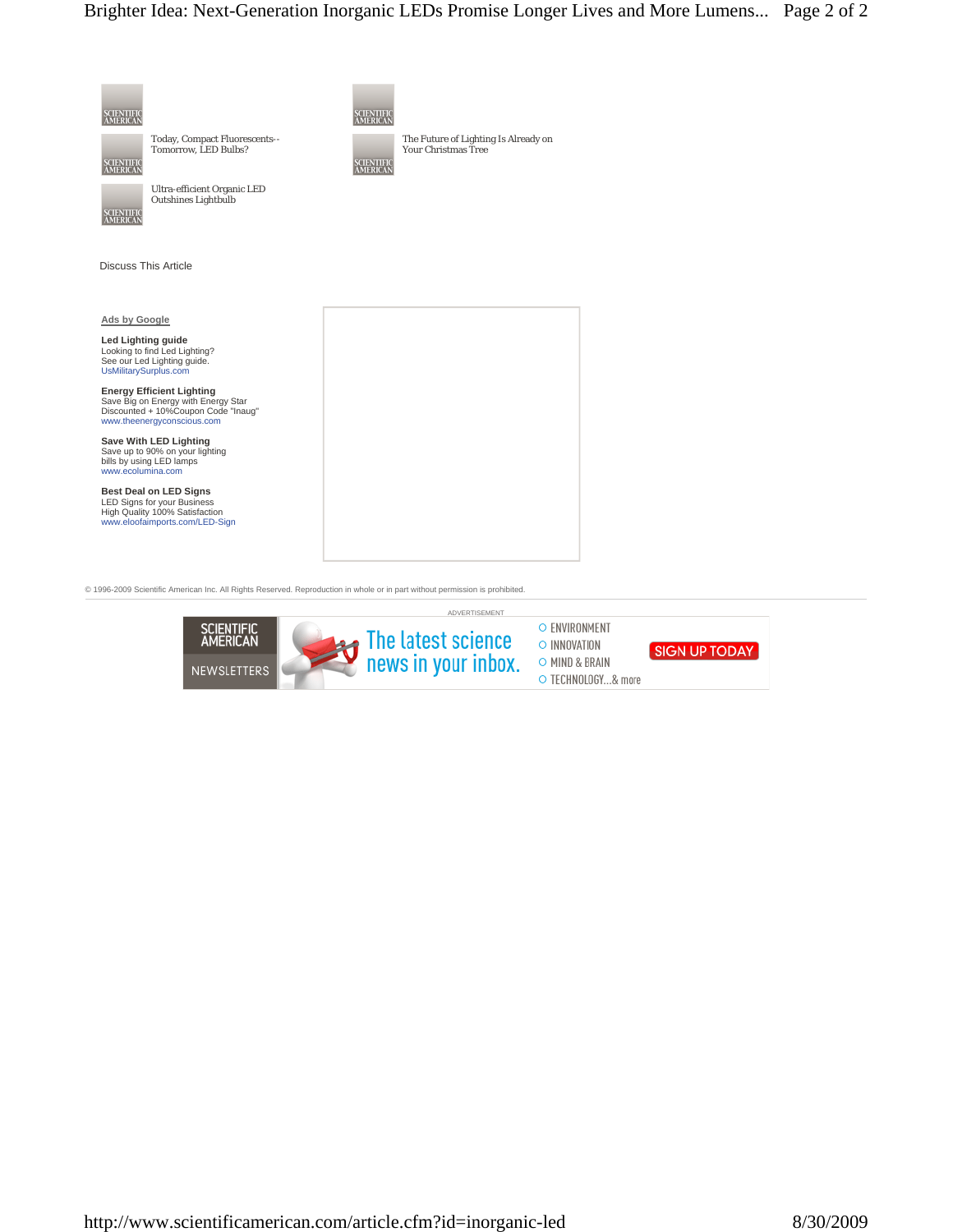Today, Compact Fluorescents--Tomorrow, LED Bulbs?

The Future of Lighting Is Already on Your Christmas Tree

Ultra-efficient Organic LED Outshines Lightbulb

Discuss This Article

Ads by Google

**Led Lighting guide**
Looking to find Led Lighting?
See our Led Lighting guide.
UsMilitarySurplus.com

**Energy Efficient Lighting**
Save Big on Energy with Energy Star
Discounted + 10%Coupon Code "Inaug"
www.theenergyconscious.com

**Save With LED Lighting**
Save up to 90% on your lighting
bills by using LED lamps
www.ecolumina.com

**Best Deal on LED Signs**
LED Signs for your Business
High Quality 100% Satisfaction
www.eloofaimports.com/LED-Sign

© 1996-2009 Scientific American Inc. All Rights Reserved. Reproduction in whole or in part without permission is prohibited.

ADVERTISEMENT

SCIENTIFIC AMERICAN NEWSLETTERS

The latest science news in your inbox.

- ENVIRONMENT
- INNOVATION
- MIND & BRAIN
- TECHNOLOGY...& more

SIGN UP TODAY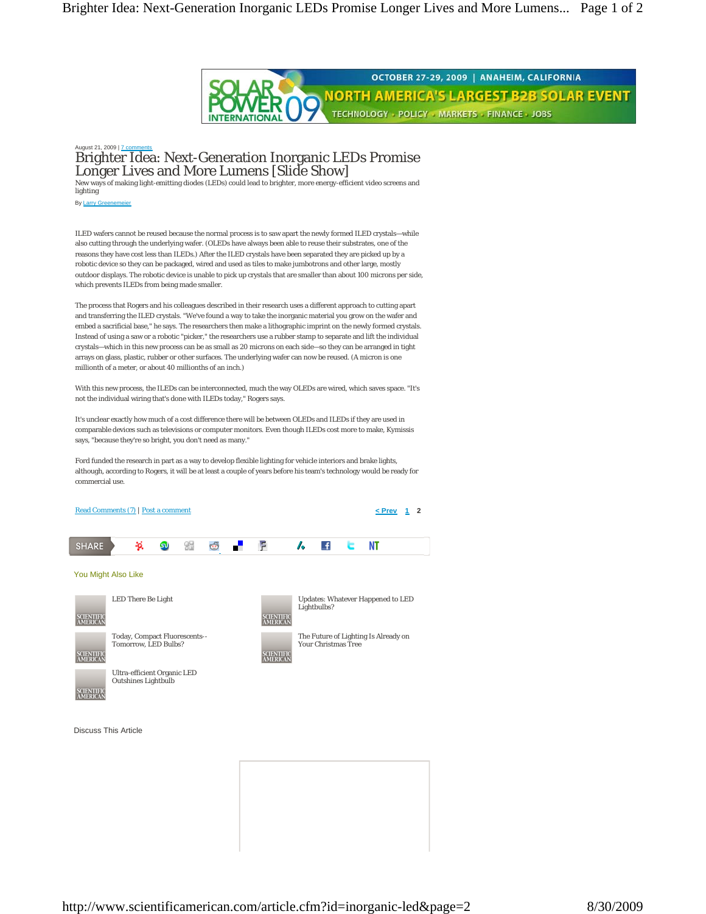August 21, 2009 | 7 comments

# Brighter Idea: Next-Generation Inorganic LEDs Promise Longer Lives and More Lumens [Slide Show]

New ways of making light-emitting diodes (LEDs) could lead to brighter, more energy-efficient video screens and lighting

By Larry Greenemeier

ILED wafers cannot be reused because the normal process is to saw apart the newly formed ILED crystals—while also cutting through the underlying wafer. (OLEDs have always been able to reuse their substrates, one of the reasons they have cost less than ILEDs.) After the ILED crystals have been separated they are picked up by a robotic device so they can be packaged, wired and used as tiles to make jumbotrons and other large, mostly outdoor displays. The robotic device is unable to pick up crystals that are smaller than about 100 microns per side, which prevents ILEDs from being made smaller.

The process that Rogers and his colleagues described in their research uses a different approach to cutting apart and transferring the ILED crystals. "We've found a way to take the inorganic material you grow on the wafer and embed a sacrificial base," he says. The researchers then make a lithographic imprint on the newly formed crystals. Instead of using a saw or a robotic "picker," the researchers use a rubber stamp to separate and lift the individual crystals—which in this new process can be as small as 20 microns on each side—so they can be arranged in tight arrays on glass, plastic, rubber or other surfaces. The underlying wafer can now be reused. (A micron is one millionth of a meter, or about 40 millionths of an inch.)

With this new process, the ILEDs can be interconnected, much the way OLEDs are wired, which saves space. "It's not the individual wiring that's done with ILEDs today," Rogers says.

It's unclear exactly how much of a cost difference there will be between OLEDs and ILEDs if they are used in comparable devices such as televisions or computer monitors. Even though ILEDs cost more to make, Kymissis says, "because they're so bright, you don't need as many."

Ford funded the research in part as a way to develop flexible lighting for vehicle interiors and brake lights, although, according to Rogers, it will be at least a couple of years before his team's technology would be ready for commercial use.

Read Comments (7) | Post a comment

< Prev 1 2

SHARE

You Might Also Like

- LED There Be Light
- Updates: Whatever Happened to LED Lightbulbs?
- Today, Compact Fluorescents--Tomorrow, LED Bulbs?
- The Future of Lighting Is Already on Your Christmas Tree
- Ultra-efficient Organic LED Outshines Lightbulb

Discuss This Article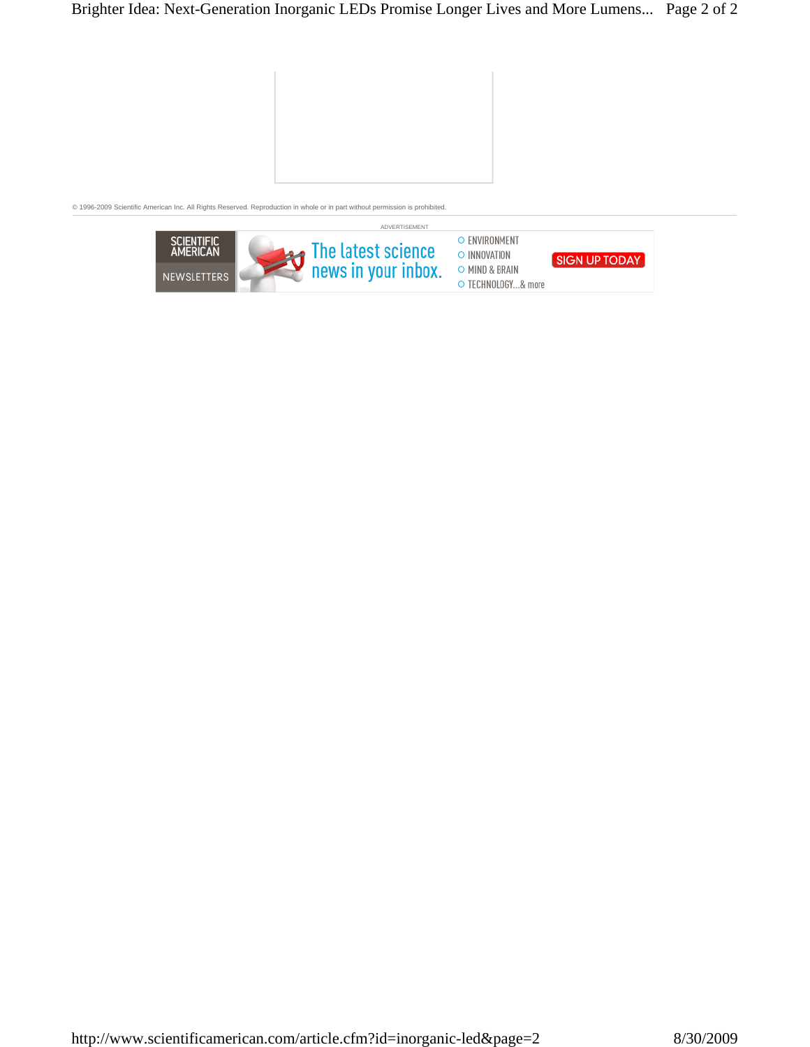© 1996-2009 Scientific American Inc. All Rights Reserved. Reproduction in whole or in part without permission is prohibited.

ADVERTISEMENT

SCIENTIFIC AMERICAN NEWSLETTERS

The latest science news in your inbox.

- ENVIRONMENT
- INNOVATION
- MIND & BRAIN
- TECHNOLOGY...& more

SIGN UP TODAY